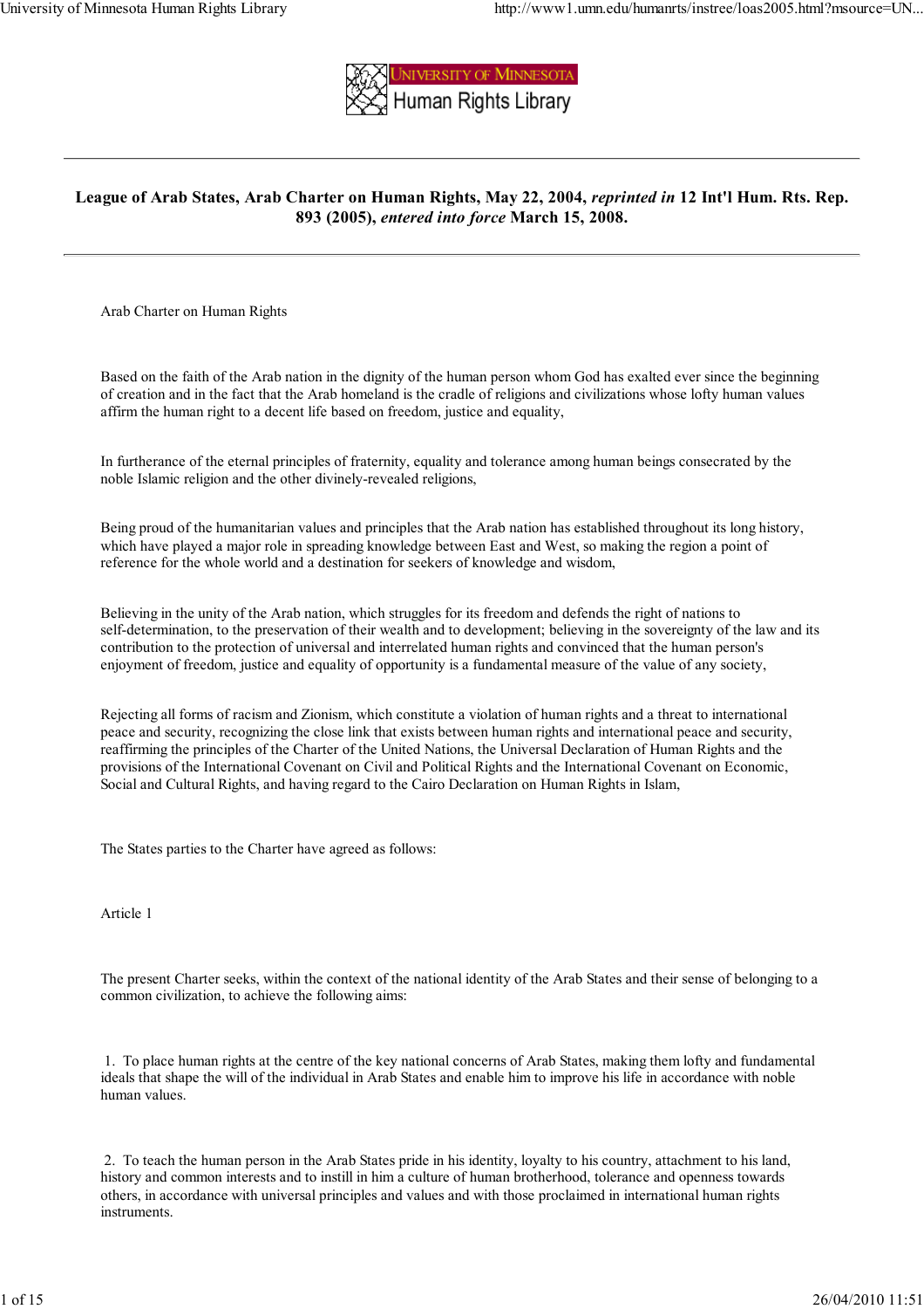**League of Arab States, Arab Charter on Human Rights, May 22, 2004, *reprinted in* 12 Int'l Hum. Rts. Rep. 893 (2005), *entered into force* March 15, 2008.**

---

Arab Charter on Human Rights

Based on the faith of the Arab nation in the dignity of the human person whom God has exalted ever since the beginning of creation and in the fact that the Arab homeland is the cradle of religions and civilizations whose lofty human values affirm the human right to a decent life based on freedom, justice and equality,

In furtherance of the eternal principles of fraternity, equality and tolerance among human beings consecrated by the noble Islamic religion and the other divinely-revealed religions,

Being proud of the humanitarian values and principles that the Arab nation has established throughout its long history, which have played a major role in spreading knowledge between East and West, so making the region a point of reference for the whole world and a destination for seekers of knowledge and wisdom,

Believing in the unity of the Arab nation, which struggles for its freedom and defends the right of nations to self-determination, to the preservation of their wealth and to development; believing in the sovereignty of the law and its contribution to the protection of universal and interrelated human rights and convinced that the human person's enjoyment of freedom, justice and equality of opportunity is a fundamental measure of the value of any society,

Rejecting all forms of racism and Zionism, which constitute a violation of human rights and a threat to international peace and security, recognizing the close link that exists between human rights and international peace and security, reaffirming the principles of the Charter of the United Nations, the Universal Declaration of Human Rights and the provisions of the International Covenant on Civil and Political Rights and the International Covenant on Economic, Social and Cultural Rights, and having regard to the Cairo Declaration on Human Rights in Islam,

The States parties to the Charter have agreed as follows:

Article 1

The present Charter seeks, within the context of the national identity of the Arab States and their sense of belonging to a common civilization, to achieve the following aims:

1. To place human rights at the centre of the key national concerns of Arab States, making them lofty and fundamental ideals that shape the will of the individual in Arab States and enable him to improve his life in accordance with noble human values.

2. To teach the human person in the Arab States pride in his identity, loyalty to his country, attachment to his land, history and common interests and to instill in him a culture of human brotherhood, tolerance and openness towards others, in accordance with universal principles and values and with those proclaimed in international human rights instruments.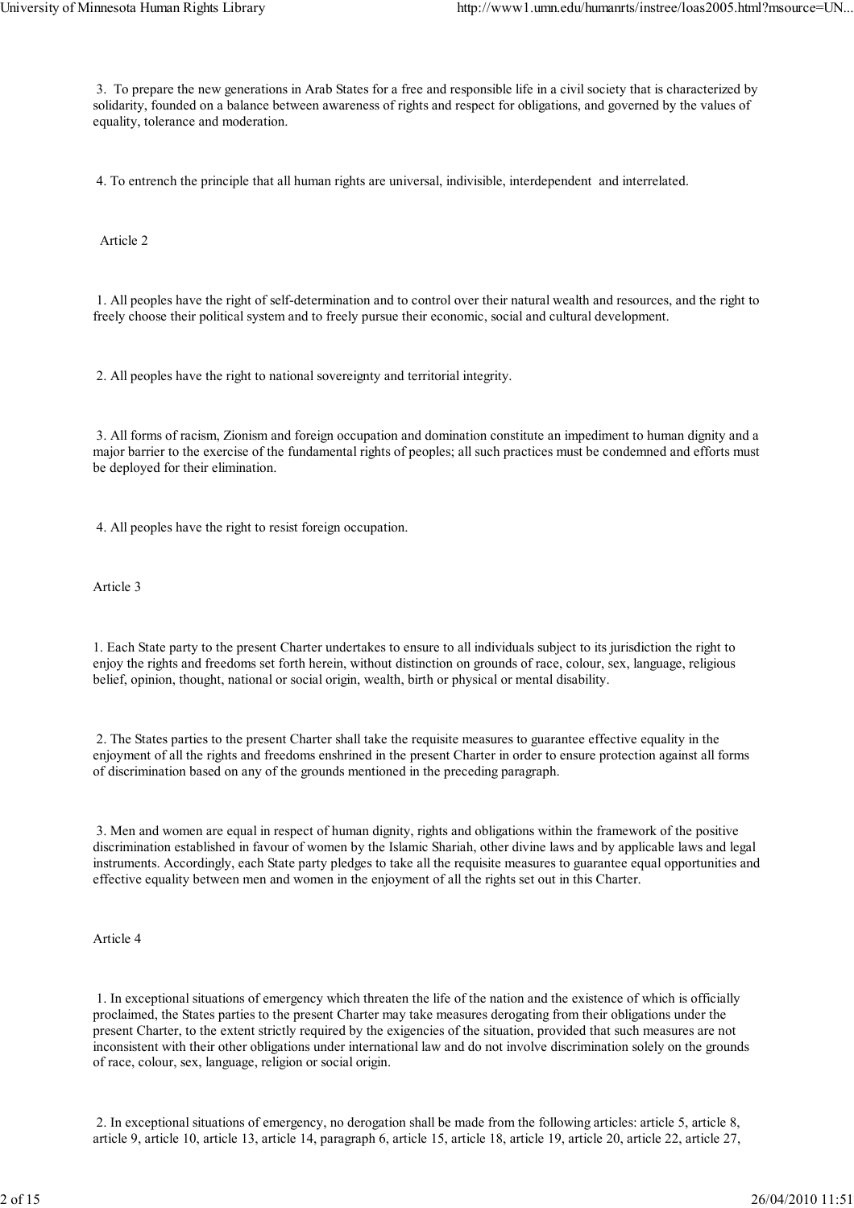3. To prepare the new generations in Arab States for a free and responsible life in a civil society that is characterized by solidarity, founded on a balance between awareness of rights and respect for obligations, and governed by the values of equality, tolerance and moderation.

4. To entrench the principle that all human rights are universal, indivisible, interdependent and interrelated.

Article 2

1. All peoples have the right of self-determination and to control over their natural wealth and resources, and the right to freely choose their political system and to freely pursue their economic, social and cultural development.

2. All peoples have the right to national sovereignty and territorial integrity.

3. All forms of racism, Zionism and foreign occupation and domination constitute an impediment to human dignity and a major barrier to the exercise of the fundamental rights of peoples; all such practices must be condemned and efforts must be deployed for their elimination.

4. All peoples have the right to resist foreign occupation.

Article 3

1. Each State party to the present Charter undertakes to ensure to all individuals subject to its jurisdiction the right to enjoy the rights and freedoms set forth herein, without distinction on grounds of race, colour, sex, language, religious belief, opinion, thought, national or social origin, wealth, birth or physical or mental disability.

2. The States parties to the present Charter shall take the requisite measures to guarantee effective equality in the enjoyment of all the rights and freedoms enshrined in the present Charter in order to ensure protection against all forms of discrimination based on any of the grounds mentioned in the preceding paragraph.

3. Men and women are equal in respect of human dignity, rights and obligations within the framework of the positive discrimination established in favour of women by the Islamic Shariah, other divine laws and by applicable laws and legal instruments. Accordingly, each State party pledges to take all the requisite measures to guarantee equal opportunities and effective equality between men and women in the enjoyment of all the rights set out in this Charter.

Article 4

1. In exceptional situations of emergency which threaten the life of the nation and the existence of which is officially proclaimed, the States parties to the present Charter may take measures derogating from their obligations under the present Charter, to the extent strictly required by the exigencies of the situation, provided that such measures are not inconsistent with their other obligations under international law and do not involve discrimination solely on the grounds of race, colour, sex, language, religion or social origin.

2. In exceptional situations of emergency, no derogation shall be made from the following articles: article 5, article 8, article 9, article 10, article 13, article 14, paragraph 6, article 15, article 18, article 19, article 20, article 22, article 27,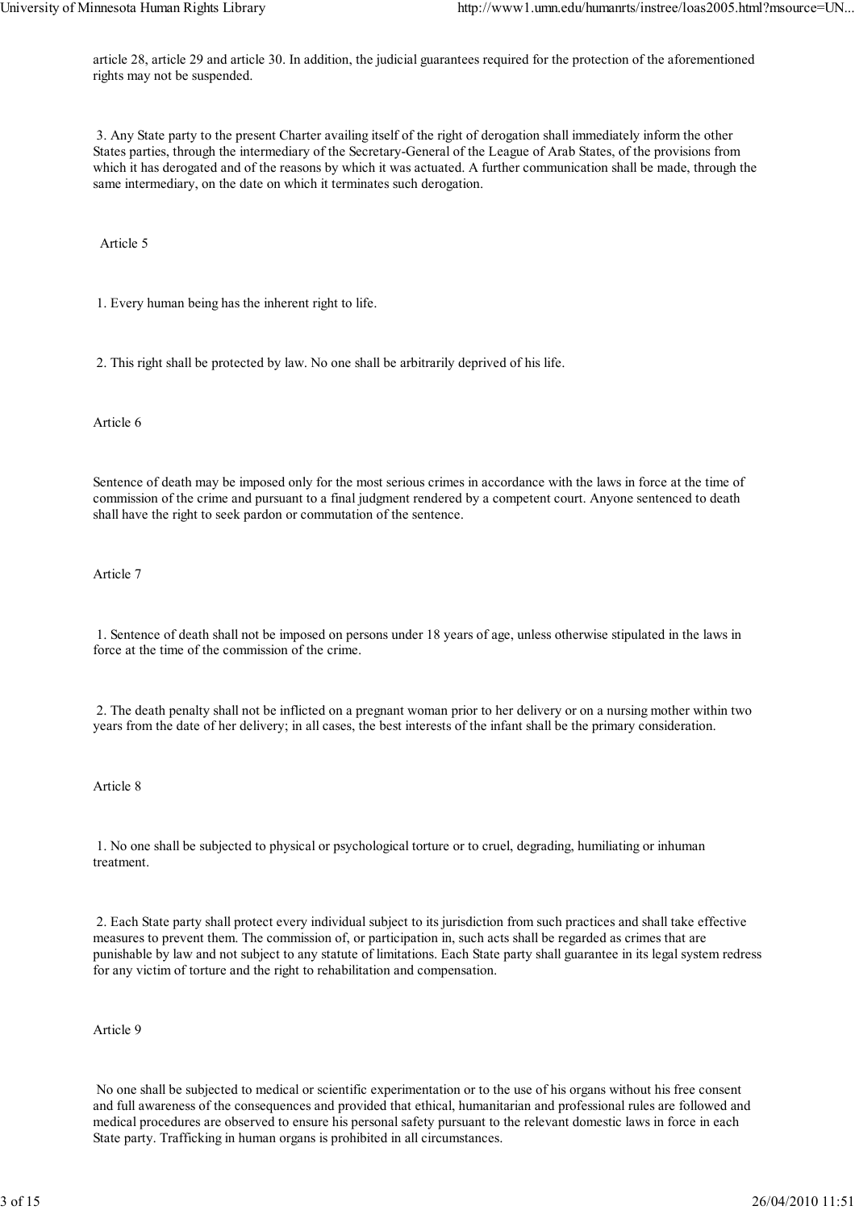article 28, article 29 and article 30. In addition, the judicial guarantees required for the protection of the aforementioned rights may not be suspended.

3. Any State party to the present Charter availing itself of the right of derogation shall immediately inform the other States parties, through the intermediary of the Secretary-General of the League of Arab States, of the provisions from which it has derogated and of the reasons by which it was actuated. A further communication shall be made, through the same intermediary, on the date on which it terminates such derogation.

Article 5

1. Every human being has the inherent right to life.

2. This right shall be protected by law. No one shall be arbitrarily deprived of his life.

Article 6

Sentence of death may be imposed only for the most serious crimes in accordance with the laws in force at the time of commission of the crime and pursuant to a final judgment rendered by a competent court. Anyone sentenced to death shall have the right to seek pardon or commutation of the sentence.

Article 7

1. Sentence of death shall not be imposed on persons under 18 years of age, unless otherwise stipulated in the laws in force at the time of the commission of the crime.

2. The death penalty shall not be inflicted on a pregnant woman prior to her delivery or on a nursing mother within two years from the date of her delivery; in all cases, the best interests of the infant shall be the primary consideration.

Article 8

1. No one shall be subjected to physical or psychological torture or to cruel, degrading, humiliating or inhuman treatment.

2. Each State party shall protect every individual subject to its jurisdiction from such practices and shall take effective measures to prevent them. The commission of, or participation in, such acts shall be regarded as crimes that are punishable by law and not subject to any statute of limitations. Each State party shall guarantee in its legal system redress for any victim of torture and the right to rehabilitation and compensation.

Article 9

No one shall be subjected to medical or scientific experimentation or to the use of his organs without his free consent and full awareness of the consequences and provided that ethical, humanitarian and professional rules are followed and medical procedures are observed to ensure his personal safety pursuant to the relevant domestic laws in force in each State party. Trafficking in human organs is prohibited in all circumstances.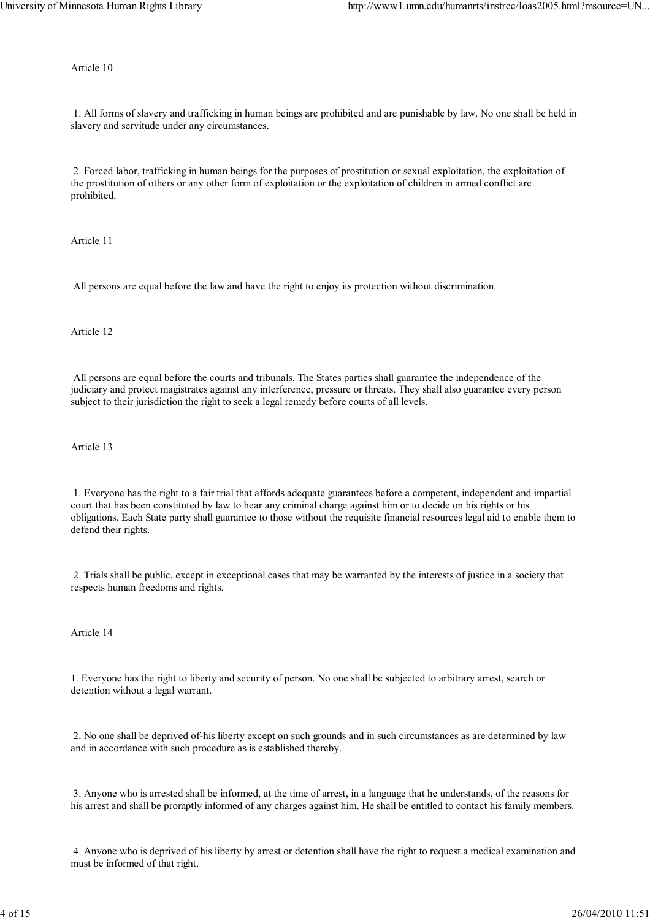Article 10

1. All forms of slavery and trafficking in human beings are prohibited and are punishable by law. No one shall be held in slavery and servitude under any circumstances.

2. Forced labor, trafficking in human beings for the purposes of prostitution or sexual exploitation, the exploitation of the prostitution of others or any other form of exploitation or the exploitation of children in armed conflict are prohibited.

Article 11

All persons are equal before the law and have the right to enjoy its protection without discrimination.

Article 12

All persons are equal before the courts and tribunals. The States parties shall guarantee the independence of the judiciary and protect magistrates against any interference, pressure or threats. They shall also guarantee every person subject to their jurisdiction the right to seek a legal remedy before courts of all levels.

Article 13

1. Everyone has the right to a fair trial that affords adequate guarantees before a competent, independent and impartial court that has been constituted by law to hear any criminal charge against him or to decide on his rights or his obligations. Each State party shall guarantee to those without the requisite financial resources legal aid to enable them to defend their rights.

2. Trials shall be public, except in exceptional cases that may be warranted by the interests of justice in a society that respects human freedoms and rights.

Article 14

1. Everyone has the right to liberty and security of person. No one shall be subjected to arbitrary arrest, search or detention without a legal warrant.

2. No one shall be deprived of-his liberty except on such grounds and in such circumstances as are determined by law and in accordance with such procedure as is established thereby.

3. Anyone who is arrested shall be informed, at the time of arrest, in a language that he understands, of the reasons for his arrest and shall be promptly informed of any charges against him. He shall be entitled to contact his family members.

4. Anyone who is deprived of his liberty by arrest or detention shall have the right to request a medical examination and must be informed of that right.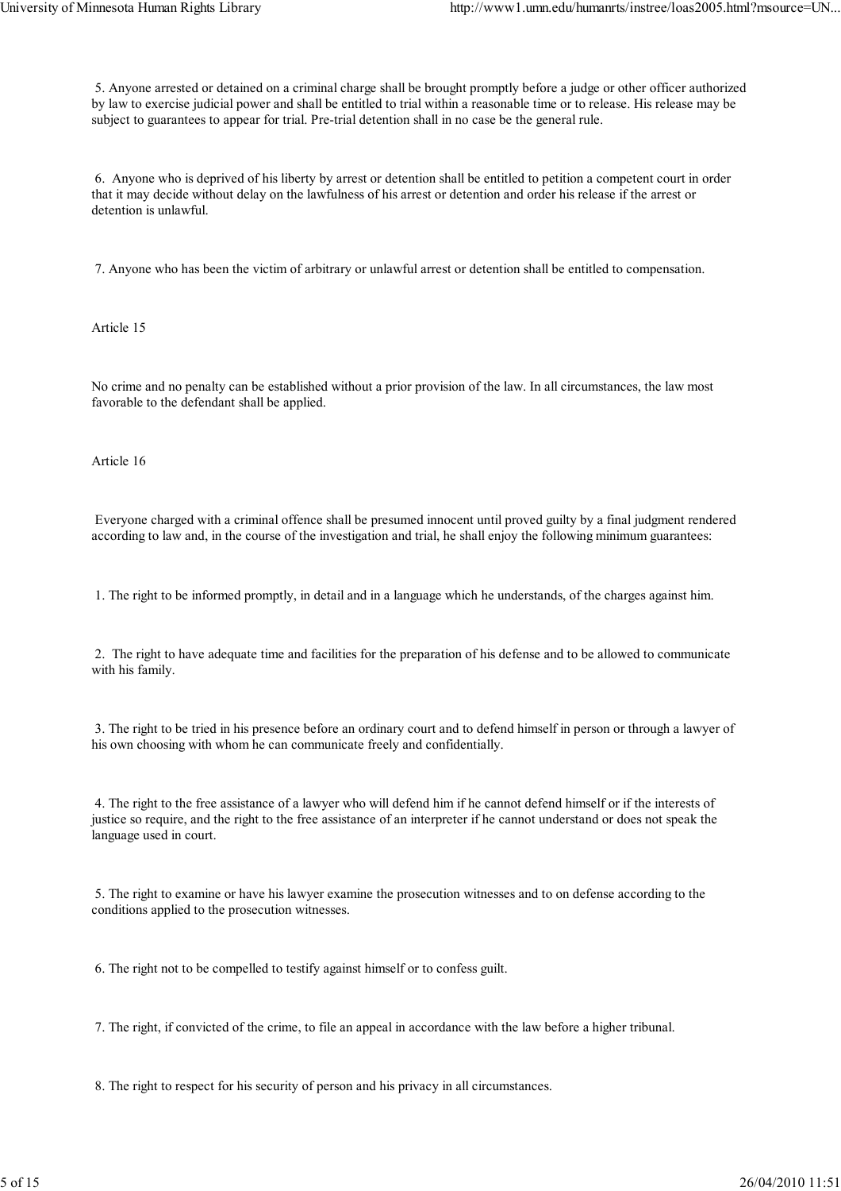5. Anyone arrested or detained on a criminal charge shall be brought promptly before a judge or other officer authorized by law to exercise judicial power and shall be entitled to trial within a reasonable time or to release. His release may be subject to guarantees to appear for trial. Pre-trial detention shall in no case be the general rule.

6. Anyone who is deprived of his liberty by arrest or detention shall be entitled to petition a competent court in order that it may decide without delay on the lawfulness of his arrest or detention and order his release if the arrest or detention is unlawful.

7. Anyone who has been the victim of arbitrary or unlawful arrest or detention shall be entitled to compensation.

Article 15

No crime and no penalty can be established without a prior provision of the law. In all circumstances, the law most favorable to the defendant shall be applied.

Article 16

Everyone charged with a criminal offence shall be presumed innocent until proved guilty by a final judgment rendered according to law and, in the course of the investigation and trial, he shall enjoy the following minimum guarantees:

1. The right to be informed promptly, in detail and in a language which he understands, of the charges against him.

2. The right to have adequate time and facilities for the preparation of his defense and to be allowed to communicate with his family.

3. The right to be tried in his presence before an ordinary court and to defend himself in person or through a lawyer of his own choosing with whom he can communicate freely and confidentially.

4. The right to the free assistance of a lawyer who will defend him if he cannot defend himself or if the interests of justice so require, and the right to the free assistance of an interpreter if he cannot understand or does not speak the language used in court.

5. The right to examine or have his lawyer examine the prosecution witnesses and to on defense according to the conditions applied to the prosecution witnesses.

6. The right not to be compelled to testify against himself or to confess guilt.

7. The right, if convicted of the crime, to file an appeal in accordance with the law before a higher tribunal.

8. The right to respect for his security of person and his privacy in all circumstances.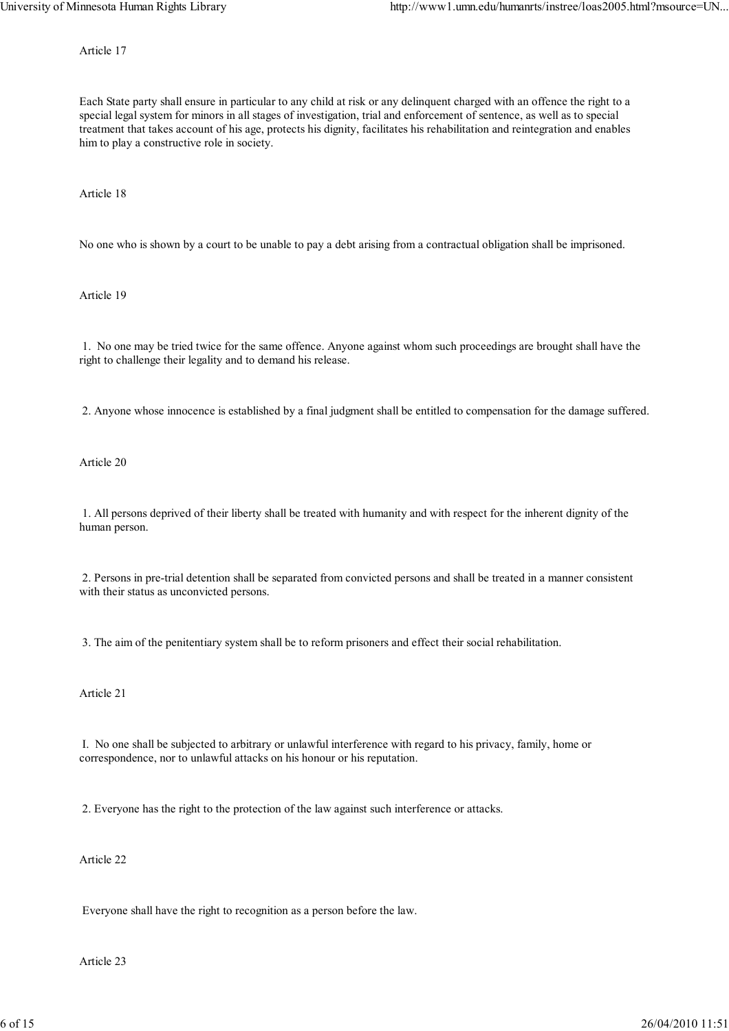Article 17

Each State party shall ensure in particular to any child at risk or any delinquent charged with an offence the right to a special legal system for minors in all stages of investigation, trial and enforcement of sentence, as well as to special treatment that takes account of his age, protects his dignity, facilitates his rehabilitation and reintegration and enables him to play a constructive role in society.

Article 18

No one who is shown by a court to be unable to pay a debt arising from a contractual obligation shall be imprisoned.

Article 19

1. No one may be tried twice for the same offence. Anyone against whom such proceedings are brought shall have the right to challenge their legality and to demand his release.

2. Anyone whose innocence is established by a final judgment shall be entitled to compensation for the damage suffered.

Article 20

1. All persons deprived of their liberty shall be treated with humanity and with respect for the inherent dignity of the human person.

2. Persons in pre-trial detention shall be separated from convicted persons and shall be treated in a manner consistent with their status as unconvicted persons.

3. The aim of the penitentiary system shall be to reform prisoners and effect their social rehabilitation.

Article 21

I. No one shall be subjected to arbitrary or unlawful interference with regard to his privacy, family, home or correspondence, nor to unlawful attacks on his honour or his reputation.

2. Everyone has the right to the protection of the law against such interference or attacks.

Article 22

Everyone shall have the right to recognition as a person before the law.

Article 23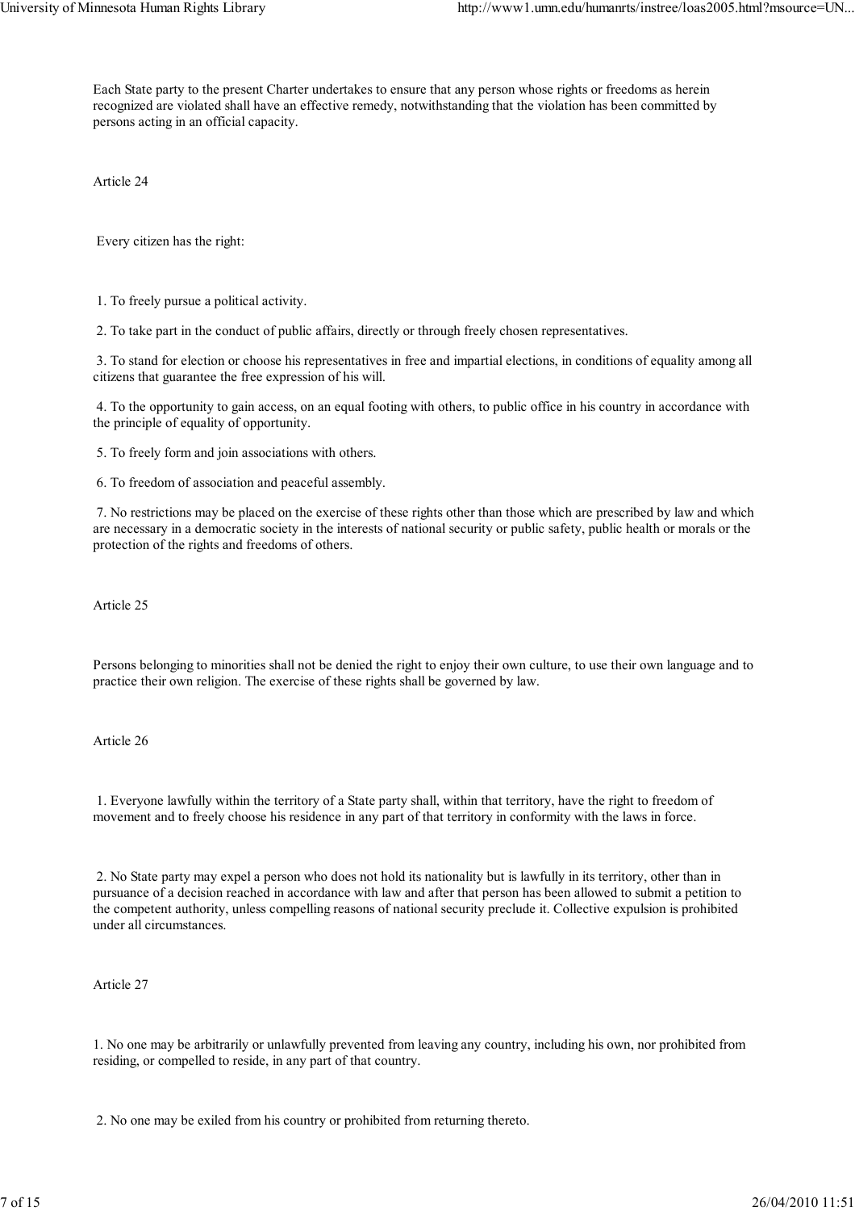Each State party to the present Charter undertakes to ensure that any person whose rights or freedoms as herein recognized are violated shall have an effective remedy, notwithstanding that the violation has been committed by persons acting in an official capacity.

Article 24

Every citizen has the right:

1. To freely pursue a political activity.

2. To take part in the conduct of public affairs, directly or through freely chosen representatives.

3. To stand for election or choose his representatives in free and impartial elections, in conditions of equality among all citizens that guarantee the free expression of his will.

4. To the opportunity to gain access, on an equal footing with others, to public office in his country in accordance with the principle of equality of opportunity.

5. To freely form and join associations with others.

6. To freedom of association and peaceful assembly.

7. No restrictions may be placed on the exercise of these rights other than those which are prescribed by law and which are necessary in a democratic society in the interests of national security or public safety, public health or morals or the protection of the rights and freedoms of others.

Article 25

Persons belonging to minorities shall not be denied the right to enjoy their own culture, to use their own language and to practice their own religion. The exercise of these rights shall be governed by law.

Article 26

1. Everyone lawfully within the territory of a State party shall, within that territory, have the right to freedom of movement and to freely choose his residence in any part of that territory in conformity with the laws in force.

2. No State party may expel a person who does not hold its nationality but is lawfully in its territory, other than in pursuance of a decision reached in accordance with law and after that person has been allowed to submit a petition to the competent authority, unless compelling reasons of national security preclude it. Collective expulsion is prohibited under all circumstances.

Article 27

1. No one may be arbitrarily or unlawfully prevented from leaving any country, including his own, nor prohibited from residing, or compelled to reside, in any part of that country.

2. No one may be exiled from his country or prohibited from returning thereto.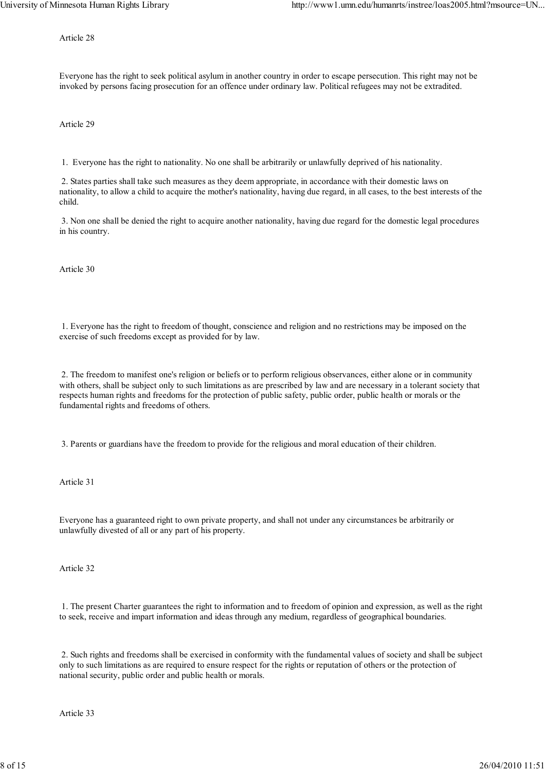Article 28

Everyone has the right to seek political asylum in another country in order to escape persecution. This right may not be invoked by persons facing prosecution for an offence under ordinary law. Political refugees may not be extradited.

Article 29

1. Everyone has the right to nationality. No one shall be arbitrarily or unlawfully deprived of his nationality.

2. States parties shall take such measures as they deem appropriate, in accordance with their domestic laws on nationality, to allow a child to acquire the mother's nationality, having due regard, in all cases, to the best interests of the child.

3. Non one shall be denied the right to acquire another nationality, having due regard for the domestic legal procedures in his country.

Article 30

1. Everyone has the right to freedom of thought, conscience and religion and no restrictions may be imposed on the exercise of such freedoms except as provided for by law.

2. The freedom to manifest one's religion or beliefs or to perform religious observances, either alone or in community with others, shall be subject only to such limitations as are prescribed by law and are necessary in a tolerant society that respects human rights and freedoms for the protection of public safety, public order, public health or morals or the fundamental rights and freedoms of others.

3. Parents or guardians have the freedom to provide for the religious and moral education of their children.

Article 31

Everyone has a guaranteed right to own private property, and shall not under any circumstances be arbitrarily or unlawfully divested of all or any part of his property.

Article 32

1. The present Charter guarantees the right to information and to freedom of opinion and expression, as well as the right to seek, receive and impart information and ideas through any medium, regardless of geographical boundaries.

2. Such rights and freedoms shall be exercised in conformity with the fundamental values of society and shall be subject only to such limitations as are required to ensure respect for the rights or reputation of others or the protection of national security, public order and public health or morals.

Article 33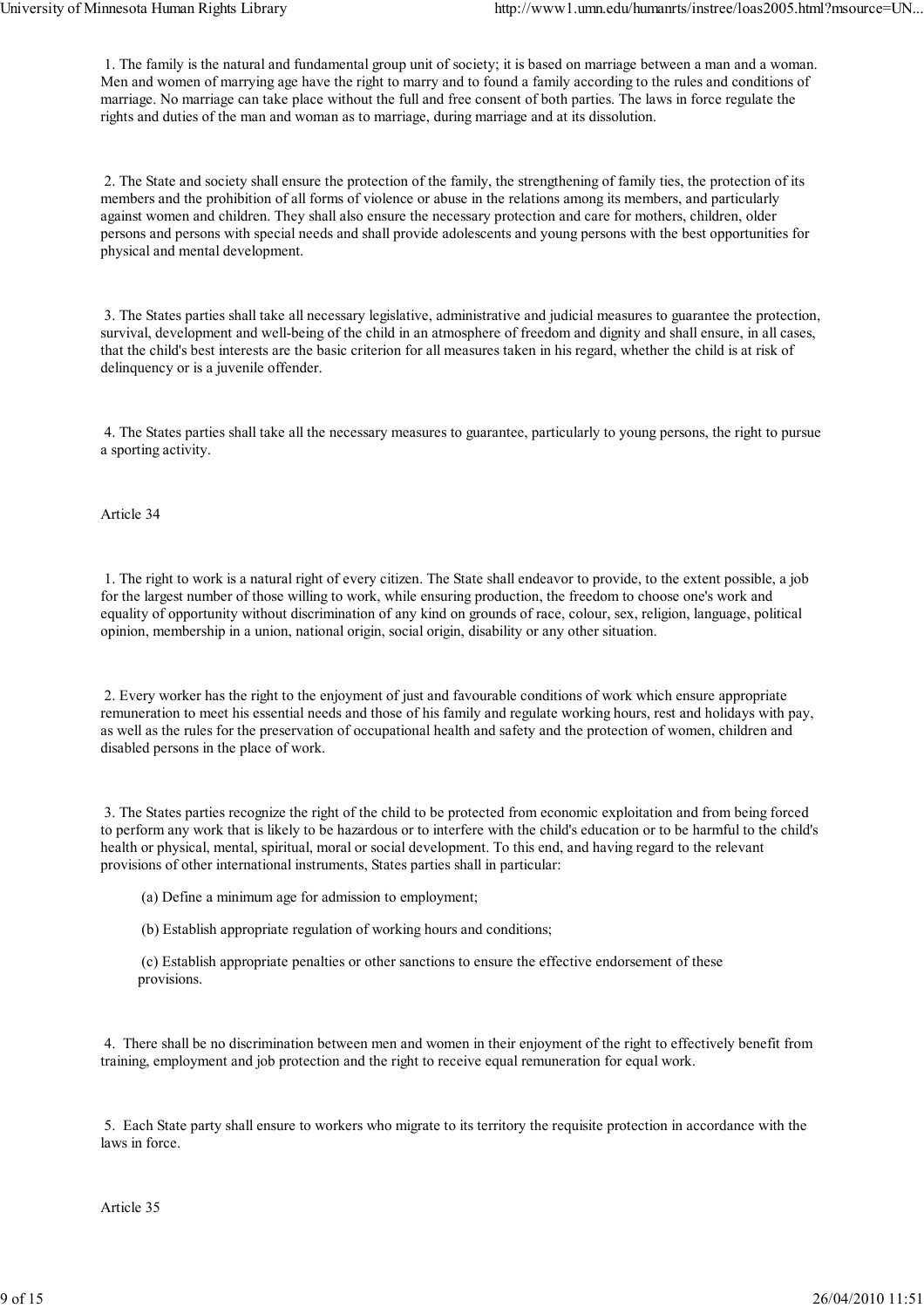1. The family is the natural and fundamental group unit of society; it is based on marriage between a man and a woman. Men and women of marrying age have the right to marry and to found a family according to the rules and conditions of marriage. No marriage can take place without the full and free consent of both parties. The laws in force regulate the rights and duties of the man and woman as to marriage, during marriage and at its dissolution.

2. The State and society shall ensure the protection of the family, the strengthening of family ties, the protection of its members and the prohibition of all forms of violence or abuse in the relations among its members, and particularly against women and children. They shall also ensure the necessary protection and care for mothers, children, older persons and persons with special needs and shall provide adolescents and young persons with the best opportunities for physical and mental development.

3. The States parties shall take all necessary legislative, administrative and judicial measures to guarantee the protection, survival, development and well-being of the child in an atmosphere of freedom and dignity and shall ensure, in all cases, that the child's best interests are the basic criterion for all measures taken in his regard, whether the child is at risk of delinquency or is a juvenile offender.

4. The States parties shall take all the necessary measures to guarantee, particularly to young persons, the right to pursue a sporting activity.

## Article 34

1. The right to work is a natural right of every citizen. The State shall endeavor to provide, to the extent possible, a job for the largest number of those willing to work, while ensuring production, the freedom to choose one's work and equality of opportunity without discrimination of any kind on grounds of race, colour, sex, religion, language, political opinion, membership in a union, national origin, social origin, disability or any other situation.

2. Every worker has the right to the enjoyment of just and favourable conditions of work which ensure appropriate remuneration to meet his essential needs and those of his family and regulate working hours, rest and holidays with pay, as well as the rules for the preservation of occupational health and safety and the protection of women, children and disabled persons in the place of work.

3. The States parties recognize the right of the child to be protected from economic exploitation and from being forced to perform any work that is likely to be hazardous or to interfere with the child's education or to be harmful to the child's health or physical, mental, spiritual, moral or social development. To this end, and having regard to the relevant provisions of other international instruments, States parties shall in particular:

(a) Define a minimum age for admission to employment;

(b) Establish appropriate regulation of working hours and conditions;

(c) Establish appropriate penalties or other sanctions to ensure the effective endorsement of these provisions.

4. There shall be no discrimination between men and women in their enjoyment of the right to effectively benefit from training, employment and job protection and the right to receive equal remuneration for equal work.

5. Each State party shall ensure to workers who migrate to its territory the requisite protection in accordance with the laws in force.

## Article 35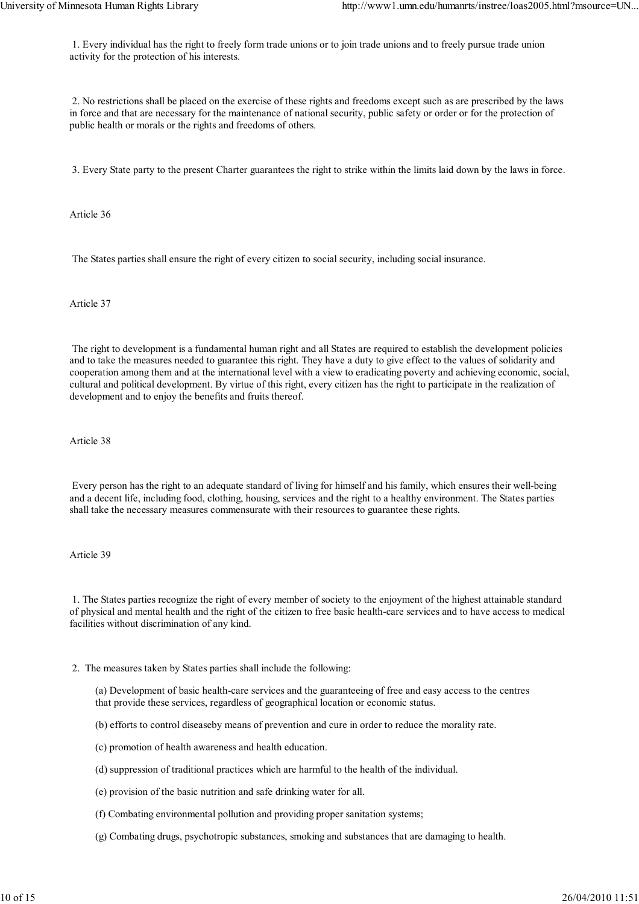1. Every individual has the right to freely form trade unions or to join trade unions and to freely pursue trade union activity for the protection of his interests.

2. No restrictions shall be placed on the exercise of these rights and freedoms except such as are prescribed by the laws in force and that are necessary for the maintenance of national security, public safety or order or for the protection of public health or morals or the rights and freedoms of others.

3. Every State party to the present Charter guarantees the right to strike within the limits laid down by the laws in force.

Article 36

The States parties shall ensure the right of every citizen to social security, including social insurance.

Article 37

The right to development is a fundamental human right and all States are required to establish the development policies and to take the measures needed to guarantee this right. They have a duty to give effect to the values of solidarity and cooperation among them and at the international level with a view to eradicating poverty and achieving economic, social, cultural and political development. By virtue of this right, every citizen has the right to participate in the realization of development and to enjoy the benefits and fruits thereof.

Article 38

Every person has the right to an adequate standard of living for himself and his family, which ensures their well-being and a decent life, including food, clothing, housing, services and the right to a healthy environment. The States parties shall take the necessary measures commensurate with their resources to guarantee these rights.

Article 39

1. The States parties recognize the right of every member of society to the enjoyment of the highest attainable standard of physical and mental health and the right of the citizen to free basic health-care services and to have access to medical facilities without discrimination of any kind.

2. The measures taken by States parties shall include the following:

(a) Development of basic health-care services and the guaranteeing of free and easy access to the centres that provide these services, regardless of geographical location or economic status.

(b) efforts to control diseaseby means of prevention and cure in order to reduce the morality rate.

(c) promotion of health awareness and health education.

(d) suppression of traditional practices which are harmful to the health of the individual.

(e) provision of the basic nutrition and safe drinking water for all.

(f) Combating environmental pollution and providing proper sanitation systems;

(g) Combating drugs, psychotropic substances, smoking and substances that are damaging to health.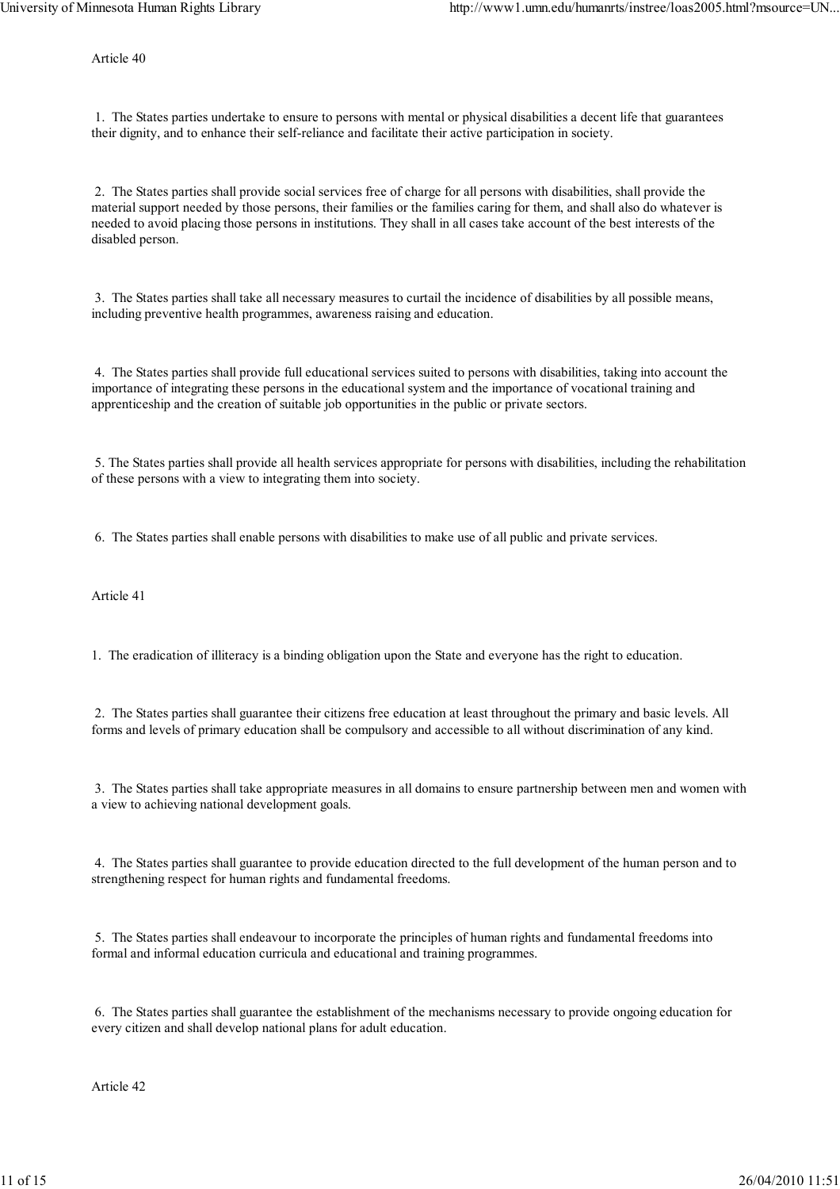## Article 40

1. The States parties undertake to ensure to persons with mental or physical disabilities a decent life that guarantees their dignity, and to enhance their self-reliance and facilitate their active participation in society.

2. The States parties shall provide social services free of charge for all persons with disabilities, shall provide the material support needed by those persons, their families or the families caring for them, and shall also do whatever is needed to avoid placing those persons in institutions. They shall in all cases take account of the best interests of the disabled person.

3. The States parties shall take all necessary measures to curtail the incidence of disabilities by all possible means, including preventive health programmes, awareness raising and education.

4. The States parties shall provide full educational services suited to persons with disabilities, taking into account the importance of integrating these persons in the educational system and the importance of vocational training and apprenticeship and the creation of suitable job opportunities in the public or private sectors.

5. The States parties shall provide all health services appropriate for persons with disabilities, including the rehabilitation of these persons with a view to integrating them into society.

6. The States parties shall enable persons with disabilities to make use of all public and private services.

## Article 41

1. The eradication of illiteracy is a binding obligation upon the State and everyone has the right to education.

2. The States parties shall guarantee their citizens free education at least throughout the primary and basic levels. All forms and levels of primary education shall be compulsory and accessible to all without discrimination of any kind.

3. The States parties shall take appropriate measures in all domains to ensure partnership between men and women with a view to achieving national development goals.

4. The States parties shall guarantee to provide education directed to the full development of the human person and to strengthening respect for human rights and fundamental freedoms.

5. The States parties shall endeavour to incorporate the principles of human rights and fundamental freedoms into formal and informal education curricula and educational and training programmes.

6. The States parties shall guarantee the establishment of the mechanisms necessary to provide ongoing education for every citizen and shall develop national plans for adult education.

## Article 42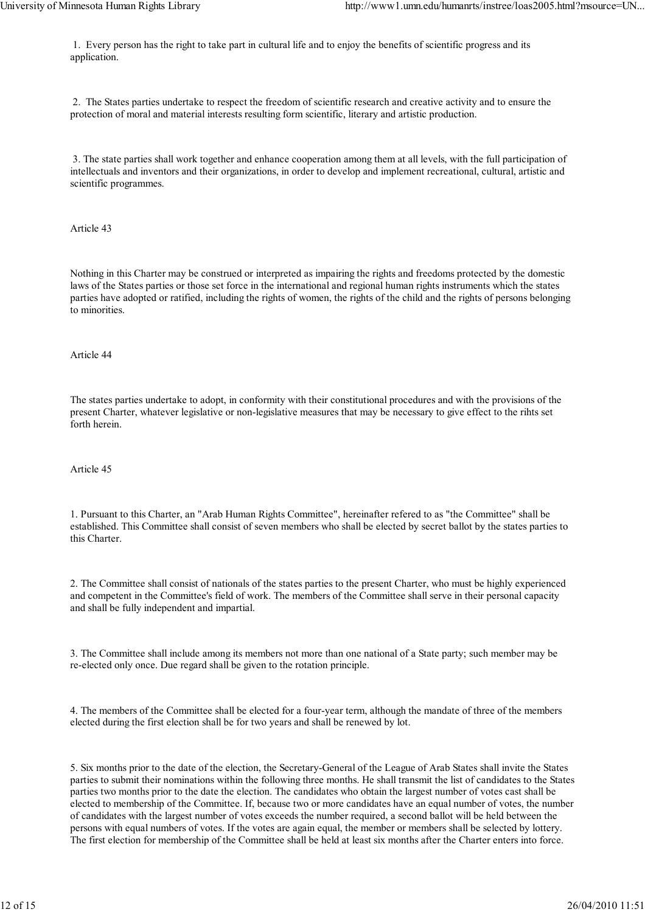1. Every person has the right to take part in cultural life and to enjoy the benefits of scientific progress and its application.

2. The States parties undertake to respect the freedom of scientific research and creative activity and to ensure the protection of moral and material interests resulting form scientific, literary and artistic production.

3. The state parties shall work together and enhance cooperation among them at all levels, with the full participation of intellectuals and inventors and their organizations, in order to develop and implement recreational, cultural, artistic and scientific programmes.

Article 43

Nothing in this Charter may be construed or interpreted as impairing the rights and freedoms protected by the domestic laws of the States parties or those set force in the international and regional human rights instruments which the states parties have adopted or ratified, including the rights of women, the rights of the child and the rights of persons belonging to minorities.

Article 44

The states parties undertake to adopt, in conformity with their constitutional procedures and with the provisions of the present Charter, whatever legislative or non-legislative measures that may be necessary to give effect to the rihts set forth herein.

Article 45

1. Pursuant to this Charter, an "Arab Human Rights Committee", hereinafter refered to as "the Committee" shall be established. This Committee shall consist of seven members who shall be elected by secret ballot by the states parties to this Charter.

2. The Committee shall consist of nationals of the states parties to the present Charter, who must be highly experienced and competent in the Committee's field of work. The members of the Committee shall serve in their personal capacity and shall be fully independent and impartial.

3. The Committee shall include among its members not more than one national of a State party; such member may be re-elected only once. Due regard shall be given to the rotation principle.

4. The members of the Committee shall be elected for a four-year term, although the mandate of three of the members elected during the first election shall be for two years and shall be renewed by lot.

5. Six months prior to the date of the election, the Secretary-General of the League of Arab States shall invite the States parties to submit their nominations within the following three months. He shall transmit the list of candidates to the States parties two months prior to the date the election. The candidates who obtain the largest number of votes cast shall be elected to membership of the Committee. If, because two or more candidates have an equal number of votes, the number of candidates with the largest number of votes exceeds the number required, a second ballot will be held between the persons with equal numbers of votes. If the votes are again equal, the member or members shall be selected by lottery. The first election for membership of the Committee shall be held at least six months after the Charter enters into force.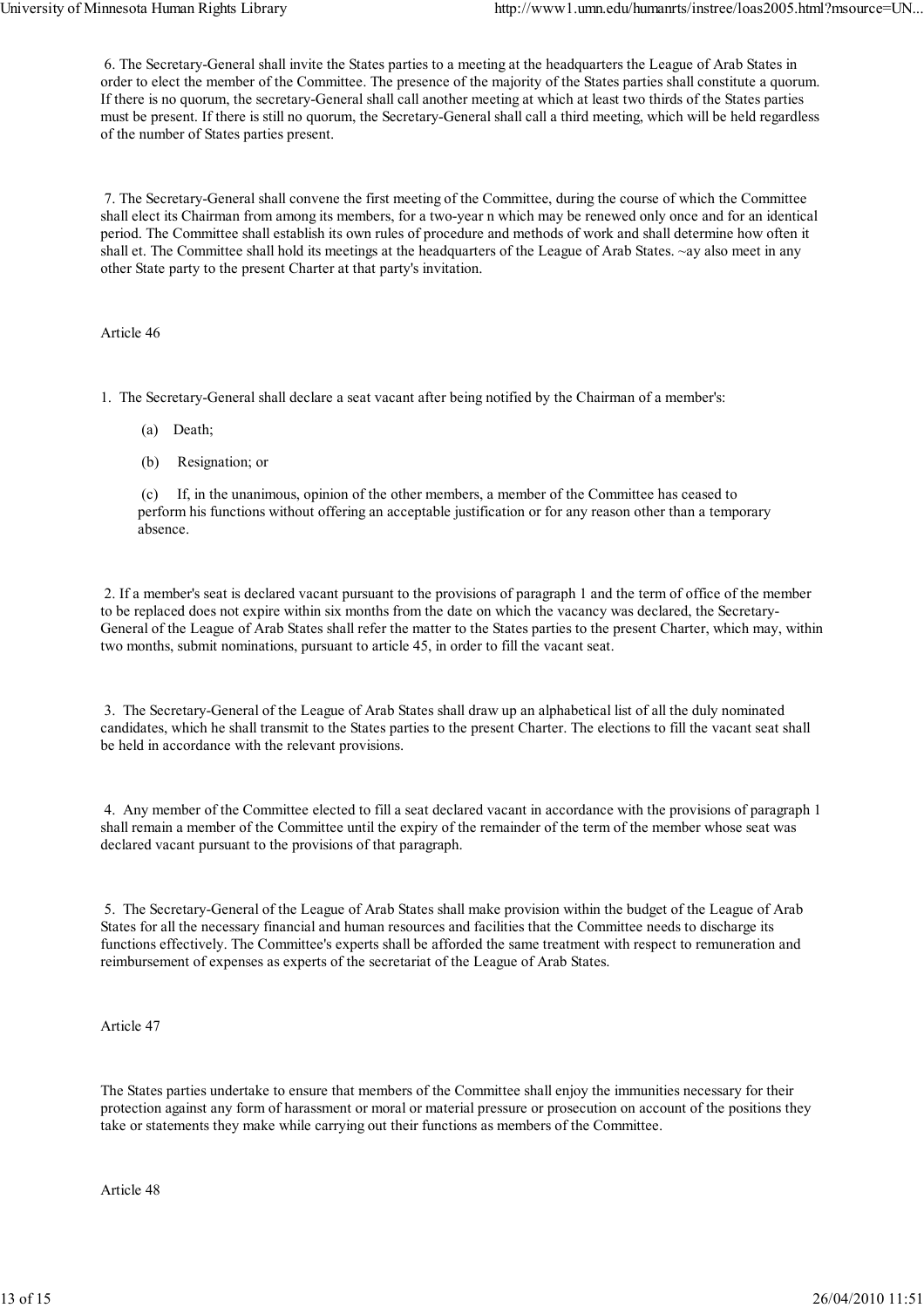6. The Secretary-General shall invite the States parties to a meeting at the headquarters the League of Arab States in order to elect the member of the Committee. The presence of the majority of the States parties shall constitute a quorum. If there is no quorum, the secretary-General shall call another meeting at which at least two thirds of the States parties must be present. If there is still no quorum, the Secretary-General shall call a third meeting, which will be held regardless of the number of States parties present.

7. The Secretary-General shall convene the first meeting of the Committee, during the course of which the Committee shall elect its Chairman from among its members, for a two-year n which may be renewed only once and for an identical period. The Committee shall establish its own rules of procedure and methods of work and shall determine how often it shall et. The Committee shall hold its meetings at the headquarters of the League of Arab States. ~ay also meet in any other State party to the present Charter at that party's invitation.

Article 46

1. The Secretary-General shall declare a seat vacant after being notified by the Chairman of a member's:

(a) Death;

(b) Resignation; or

(c) If, in the unanimous, opinion of the other members, a member of the Committee has ceased to perform his functions without offering an acceptable justification or for any reason other than a temporary absence.

2. If a member's seat is declared vacant pursuant to the provisions of paragraph 1 and the term of office of the member to be replaced does not expire within six months from the date on which the vacancy was declared, the Secretary-General of the League of Arab States shall refer the matter to the States parties to the present Charter, which may, within two months, submit nominations, pursuant to article 45, in order to fill the vacant seat.

3. The Secretary-General of the League of Arab States shall draw up an alphabetical list of all the duly nominated candidates, which he shall transmit to the States parties to the present Charter. The elections to fill the vacant seat shall be held in accordance with the relevant provisions.

4. Any member of the Committee elected to fill a seat declared vacant in accordance with the provisions of paragraph 1 shall remain a member of the Committee until the expiry of the remainder of the term of the member whose seat was declared vacant pursuant to the provisions of that paragraph.

5. The Secretary-General of the League of Arab States shall make provision within the budget of the League of Arab States for all the necessary financial and human resources and facilities that the Committee needs to discharge its functions effectively. The Committee's experts shall be afforded the same treatment with respect to remuneration and reimbursement of expenses as experts of the secretariat of the League of Arab States.

Article 47

The States parties undertake to ensure that members of the Committee shall enjoy the immunities necessary for their protection against any form of harassment or moral or material pressure or prosecution on account of the positions they take or statements they make while carrying out their functions as members of the Committee.

Article 48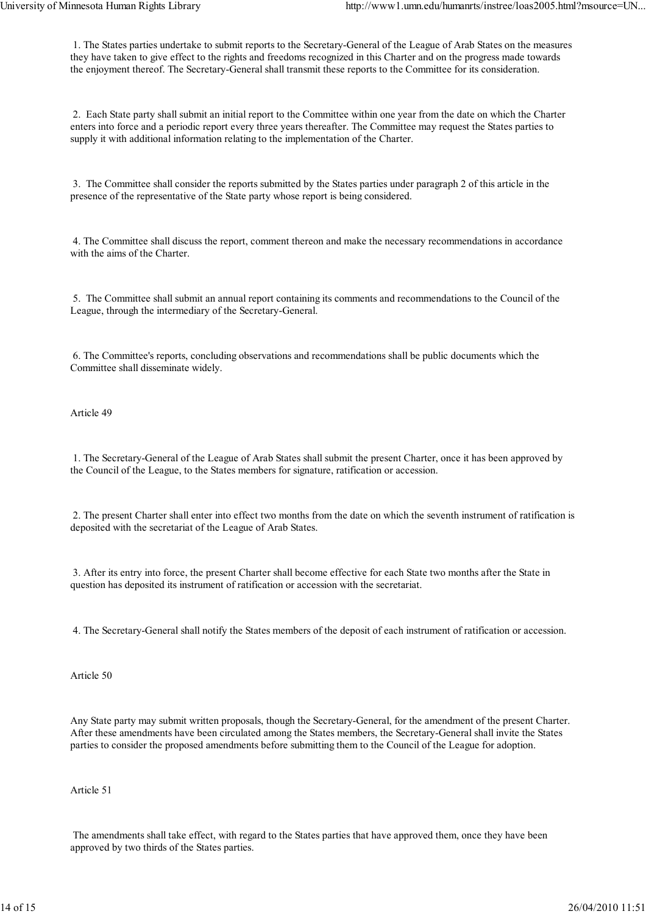1. The States parties undertake to submit reports to the Secretary-General of the League of Arab States on the measures they have taken to give effect to the rights and freedoms recognized in this Charter and on the progress made towards the enjoyment thereof. The Secretary-General shall transmit these reports to the Committee for its consideration.

2. Each State party shall submit an initial report to the Committee within one year from the date on which the Charter enters into force and a periodic report every three years thereafter. The Committee may request the States parties to supply it with additional information relating to the implementation of the Charter.

3. The Committee shall consider the reports submitted by the States parties under paragraph 2 of this article in the presence of the representative of the State party whose report is being considered.

4. The Committee shall discuss the report, comment thereon and make the necessary recommendations in accordance with the aims of the Charter.

5. The Committee shall submit an annual report containing its comments and recommendations to the Council of the League, through the intermediary of the Secretary-General.

6. The Committee's reports, concluding observations and recommendations shall be public documents which the Committee shall disseminate widely.

Article 49

1. The Secretary-General of the League of Arab States shall submit the present Charter, once it has been approved by the Council of the League, to the States members for signature, ratification or accession.

2. The present Charter shall enter into effect two months from the date on which the seventh instrument of ratification is deposited with the secretariat of the League of Arab States.

3. After its entry into force, the present Charter shall become effective for each State two months after the State in question has deposited its instrument of ratification or accession with the secretariat.

4. The Secretary-General shall notify the States members of the deposit of each instrument of ratification or accession.

Article 50

Any State party may submit written proposals, though the Secretary-General, for the amendment of the present Charter. After these amendments have been circulated among the States members, the Secretary-General shall invite the States parties to consider the proposed amendments before submitting them to the Council of the League for adoption.

Article 51

The amendments shall take effect, with regard to the States parties that have approved them, once they have been approved by two thirds of the States parties.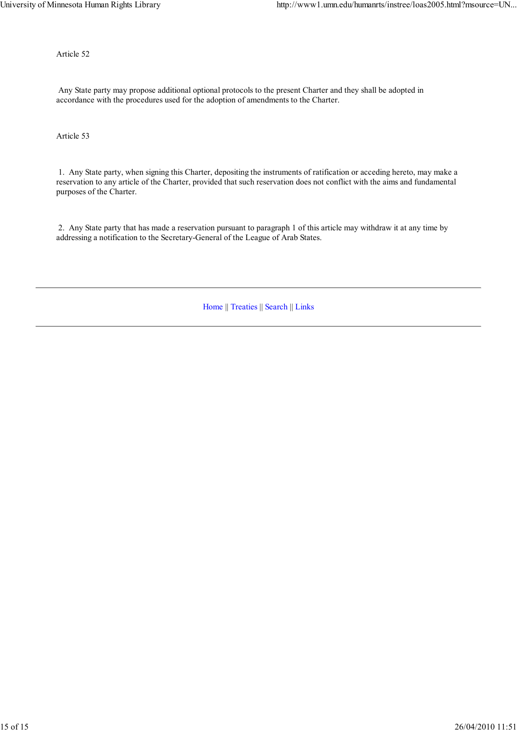Article 52

Any State party may propose additional optional protocols to the present Charter and they shall be adopted in accordance with the procedures used for the adoption of amendments to the Charter.

Article 53

1. Any State party, when signing this Charter, depositing the instruments of ratification or acceding hereto, may make a reservation to any article of the Charter, provided that such reservation does not conflict with the aims and fundamental purposes of the Charter.

2. Any State party that has made a reservation pursuant to paragraph 1 of this article may withdraw it at any time by addressing a notification to the Secretary-General of the League of Arab States.

---

Home || Treaties || Search || Links

---